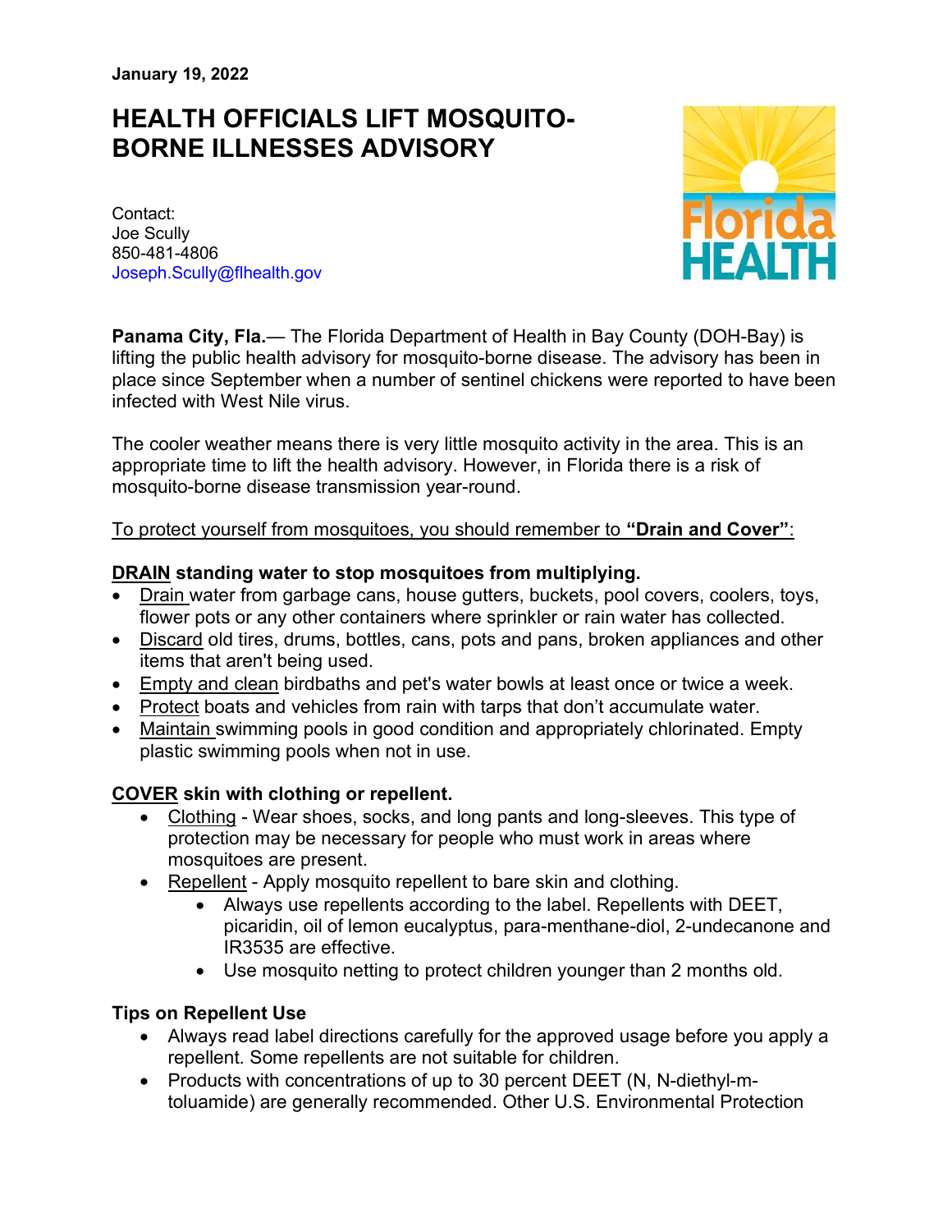**January 19, 2022**

# HEALTH OFFICIALS LIFT MOSQUITO-BORNE ILLNESSES ADVISORY

Contact:
Joe Scully
850-481-4806
Joseph.Scully@flhealth.gov

**Panama City, Fla.**— The Florida Department of Health in Bay County (DOH-Bay) is lifting the public health advisory for mosquito-borne disease. The advisory has been in place since September when a number of sentinel chickens were reported to have been infected with West Nile virus.

The cooler weather means there is very little mosquito activity in the area. This is an appropriate time to lift the health advisory. However, in Florida there is a risk of mosquito-borne disease transmission year-round.

To protect yourself from mosquitoes, you should remember to **"Drain and Cover"**:

**DRAIN standing water to stop mosquitoes from multiplying.**

- Drain water from garbage cans, house gutters, buckets, pool covers, coolers, toys, flower pots or any other containers where sprinkler or rain water has collected.
- Discard old tires, drums, bottles, cans, pots and pans, broken appliances and other items that aren't being used.
- Empty and clean birdbaths and pet's water bowls at least once or twice a week.
- Protect boats and vehicles from rain with tarps that don't accumulate water.
- Maintain swimming pools in good condition and appropriately chlorinated. Empty plastic swimming pools when not in use.

**COVER skin with clothing or repellent.**

- Clothing - Wear shoes, socks, and long pants and long-sleeves. This type of protection may be necessary for people who must work in areas where mosquitoes are present.
- Repellent - Apply mosquito repellent to bare skin and clothing.
  - Always use repellents according to the label. Repellents with DEET, picaridin, oil of lemon eucalyptus, para-menthane-diol, 2-undecanone and IR3535 are effective.
  - Use mosquito netting to protect children younger than 2 months old.

**Tips on Repellent Use**

- Always read label directions carefully for the approved usage before you apply a repellent. Some repellents are not suitable for children.
- Products with concentrations of up to 30 percent DEET (N, N-diethyl-m-toluamide) are generally recommended. Other U.S. Environmental Protection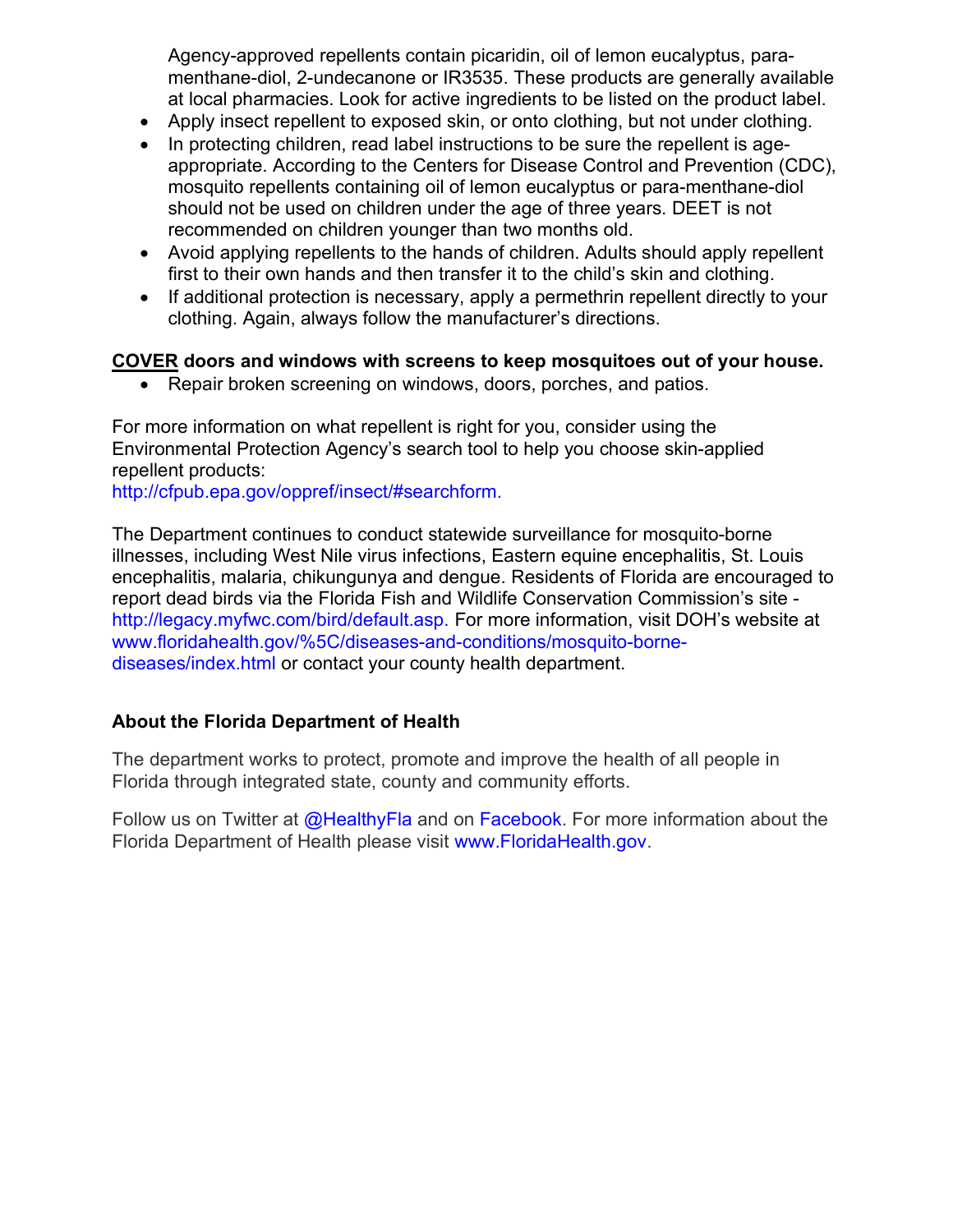Agency-approved repellents contain picaridin, oil of lemon eucalyptus, para-menthane-diol, 2-undecanone or IR3535. These products are generally available at local pharmacies. Look for active ingredients to be listed on the product label.

- Apply insect repellent to exposed skin, or onto clothing, but not under clothing.
- In protecting children, read label instructions to be sure the repellent is age-appropriate. According to the Centers for Disease Control and Prevention (CDC), mosquito repellents containing oil of lemon eucalyptus or para-menthane-diol should not be used on children under the age of three years. DEET is not recommended on children younger than two months old.
- Avoid applying repellents to the hands of children. Adults should apply repellent first to their own hands and then transfer it to the child's skin and clothing.
- If additional protection is necessary, apply a permethrin repellent directly to your clothing. Again, always follow the manufacturer's directions.

**COVER doors and windows with screens to keep mosquitoes out of your house.**

- Repair broken screening on windows, doors, porches, and patios.

For more information on what repellent is right for you, consider using the Environmental Protection Agency's search tool to help you choose skin-applied repellent products:
http://cfpub.epa.gov/oppref/insect/#searchform.

The Department continues to conduct statewide surveillance for mosquito-borne illnesses, including West Nile virus infections, Eastern equine encephalitis, St. Louis encephalitis, malaria, chikungunya and dengue. Residents of Florida are encouraged to report dead birds via the Florida Fish and Wildlife Conservation Commission's site - http://legacy.myfwc.com/bird/default.asp. For more information, visit DOH's website at www.floridahealth.gov/%5C/diseases-and-conditions/mosquito-borne-diseases/index.html or contact your county health department.

**About the Florida Department of Health**

The department works to protect, promote and improve the health of all people in Florida through integrated state, county and community efforts.

Follow us on Twitter at @HealthyFla and on Facebook. For more information about the Florida Department of Health please visit www.FloridaHealth.gov.